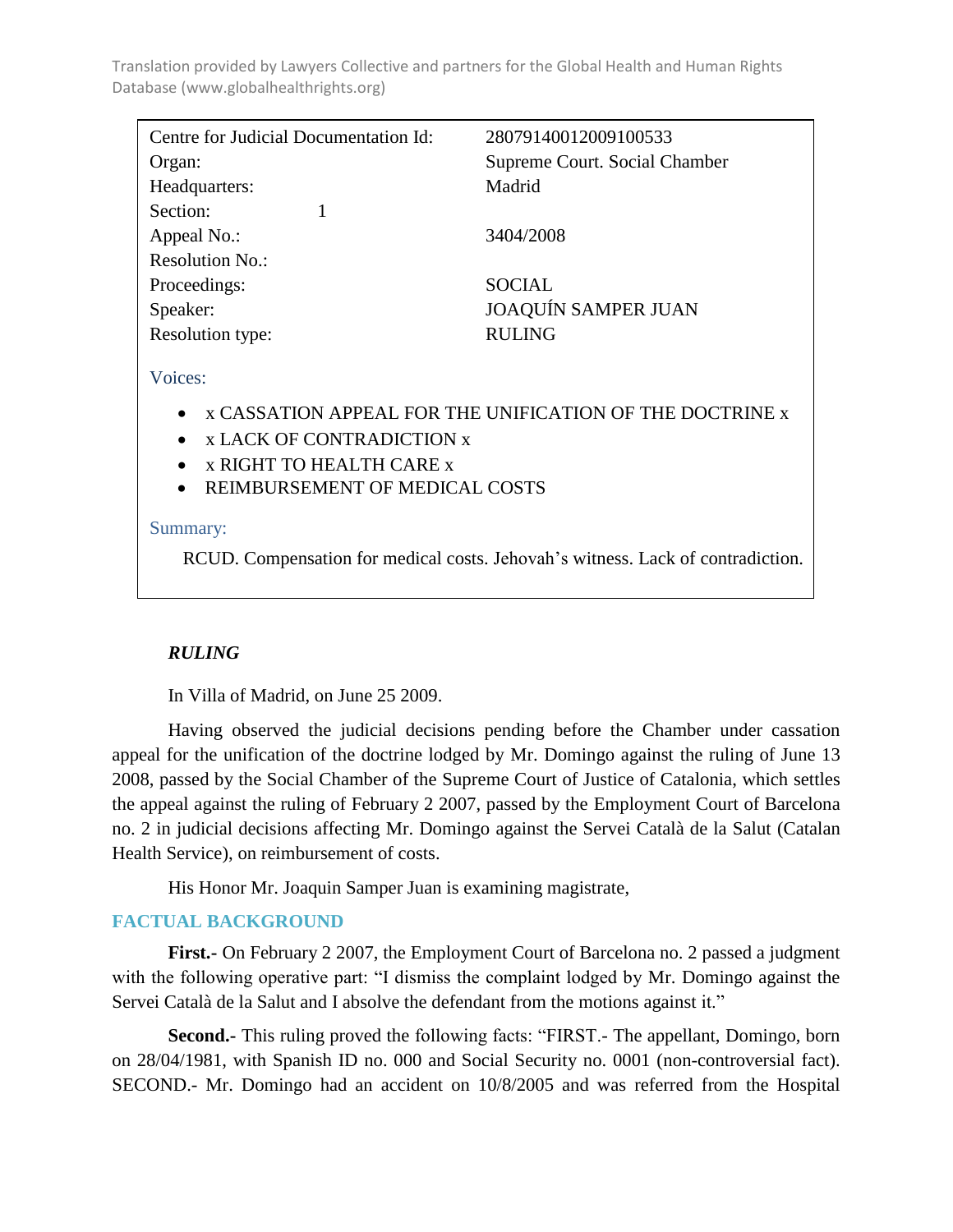Translation provided by Lawyers Collective and partners for the Global Health and Human Rights Database (www.globalhealthrights.org)

| | |
|---|---|
| Centre for Judicial Documentation Id: | 28079140012009100533 |
| Organ: | Supreme Court. Social Chamber |
| Headquarters: | Madrid |
| Section: 1 | |
| Appeal No.: | 3404/2008 |
| Resolution No.: | |
| Proceedings: | SOCIAL |
| Speaker: | JOAQUÍN SAMPER JUAN |
| Resolution type: | RULING |

Voices:

- x CASSATION APPEAL FOR THE UNIFICATION OF THE DOCTRINE x
- x LACK OF CONTRADICTION x
- x RIGHT TO HEALTH CARE x
- REIMBURSEMENT OF MEDICAL COSTS

Summary:

RCUD. Compensation for medical costs. Jehovah's witness. Lack of contradiction.

***RULING***

In Villa of Madrid, on June 25 2009.

Having observed the judicial decisions pending before the Chamber under cassation appeal for the unification of the doctrine lodged by Mr. Domingo against the ruling of June 13 2008, passed by the Social Chamber of the Supreme Court of Justice of Catalonia, which settles the appeal against the ruling of February 2 2007, passed by the Employment Court of Barcelona no. 2 in judicial decisions affecting Mr. Domingo against the Servei Català de la Salut (Catalan Health Service), on reimbursement of costs.

His Honor Mr. Joaquin Samper Juan is examining magistrate,

## FACTUAL BACKGROUND

**First.-** On February 2 2007, the Employment Court of Barcelona no. 2 passed a judgment with the following operative part: "I dismiss the complaint lodged by Mr. Domingo against the Servei Català de la Salut and I absolve the defendant from the motions against it."

**Second.-** This ruling proved the following facts: "FIRST.- The appellant, Domingo, born on 28/04/1981, with Spanish ID no. 000 and Social Security no. 0001 (non-controversial fact). SECOND.- Mr. Domingo had an accident on 10/8/2005 and was referred from the Hospital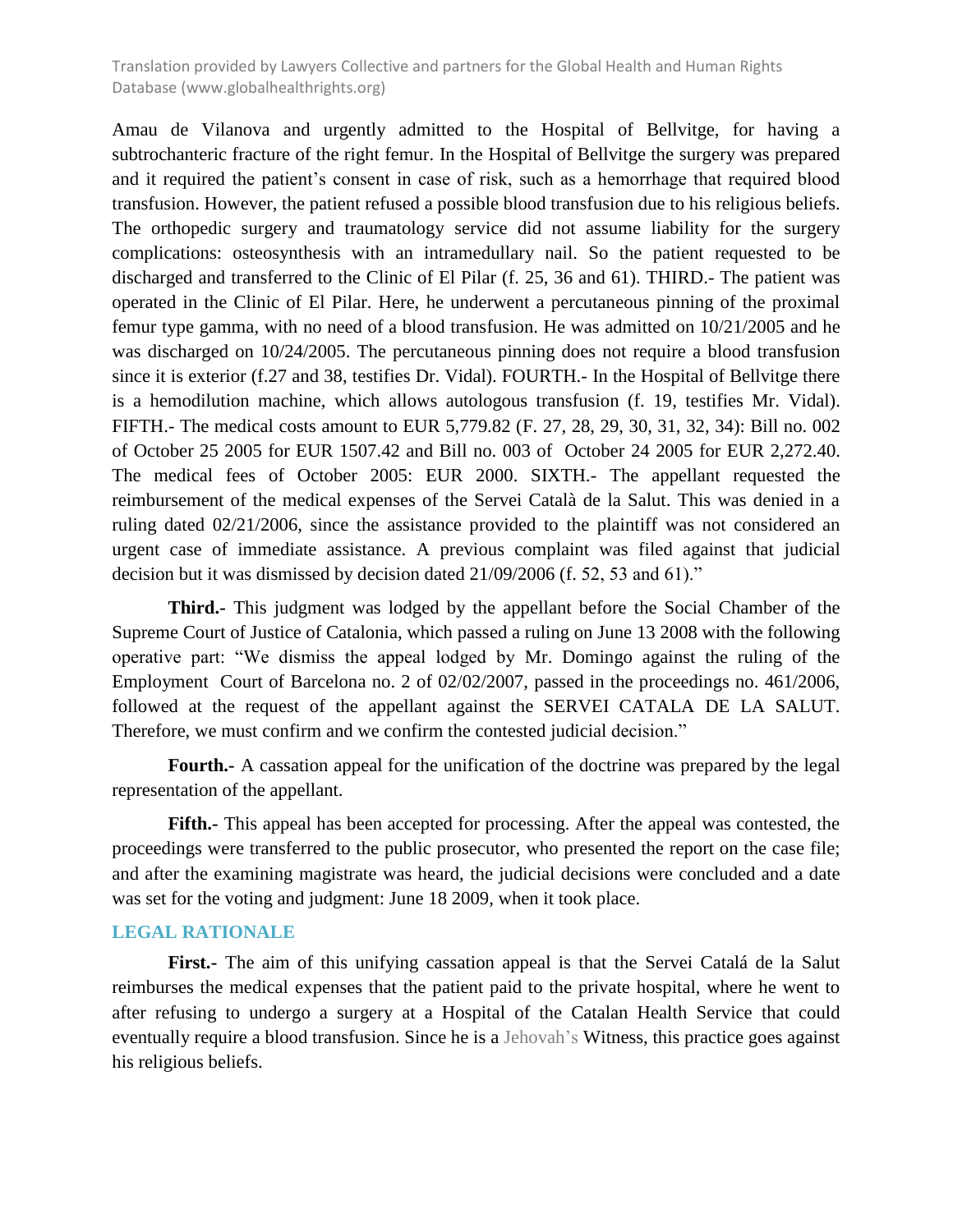Amau de Vilanova and urgently admitted to the Hospital of Bellvitge, for having a subtrochanteric fracture of the right femur. In the Hospital of Bellvitge the surgery was prepared and it required the patient's consent in case of risk, such as a hemorrhage that required blood transfusion. However, the patient refused a possible blood transfusion due to his religious beliefs. The orthopedic surgery and traumatology service did not assume liability for the surgery complications: osteosynthesis with an intramedullary nail. So the patient requested to be discharged and transferred to the Clinic of El Pilar (f. 25, 36 and 61). THIRD.- The patient was operated in the Clinic of El Pilar. Here, he underwent a percutaneous pinning of the proximal femur type gamma, with no need of a blood transfusion. He was admitted on 10/21/2005 and he was discharged on 10/24/2005. The percutaneous pinning does not require a blood transfusion since it is exterior (f.27 and 38, testifies Dr. Vidal). FOURTH.- In the Hospital of Bellvitge there is a hemodilution machine, which allows autologous transfusion (f. 19, testifies Mr. Vidal). FIFTH.- The medical costs amount to EUR 5,779.82 (F. 27, 28, 29, 30, 31, 32, 34): Bill no. 002 of October 25 2005 for EUR 1507.42 and Bill no. 003 of October 24 2005 for EUR 2,272.40. The medical fees of October 2005: EUR 2000. SIXTH.- The appellant requested the reimbursement of the medical expenses of the Servei Català de la Salut. This was denied in a ruling dated 02/21/2006, since the assistance provided to the plaintiff was not considered an urgent case of immediate assistance. A previous complaint was filed against that judicial decision but it was dismissed by decision dated 21/09/2006 (f. 52, 53 and 61)."

**Third.-** This judgment was lodged by the appellant before the Social Chamber of the Supreme Court of Justice of Catalonia, which passed a ruling on June 13 2008 with the following operative part: "We dismiss the appeal lodged by Mr. Domingo against the ruling of the Employment Court of Barcelona no. 2 of 02/02/2007, passed in the proceedings no. 461/2006, followed at the request of the appellant against the SERVEI CATALA DE LA SALUT. Therefore, we must confirm and we confirm the contested judicial decision."

**Fourth.-** A cassation appeal for the unification of the doctrine was prepared by the legal representation of the appellant.

**Fifth.-** This appeal has been accepted for processing. After the appeal was contested, the proceedings were transferred to the public prosecutor, who presented the report on the case file; and after the examining magistrate was heard, the judicial decisions were concluded and a date was set for the voting and judgment: June 18 2009, when it took place.

## LEGAL RATIONALE

**First.-** The aim of this unifying cassation appeal is that the Servei Catalá de la Salut reimburses the medical expenses that the patient paid to the private hospital, where he went to after refusing to undergo a surgery at a Hospital of the Catalan Health Service that could eventually require a blood transfusion. Since he is a Jehovah's Witness, this practice goes against his religious beliefs.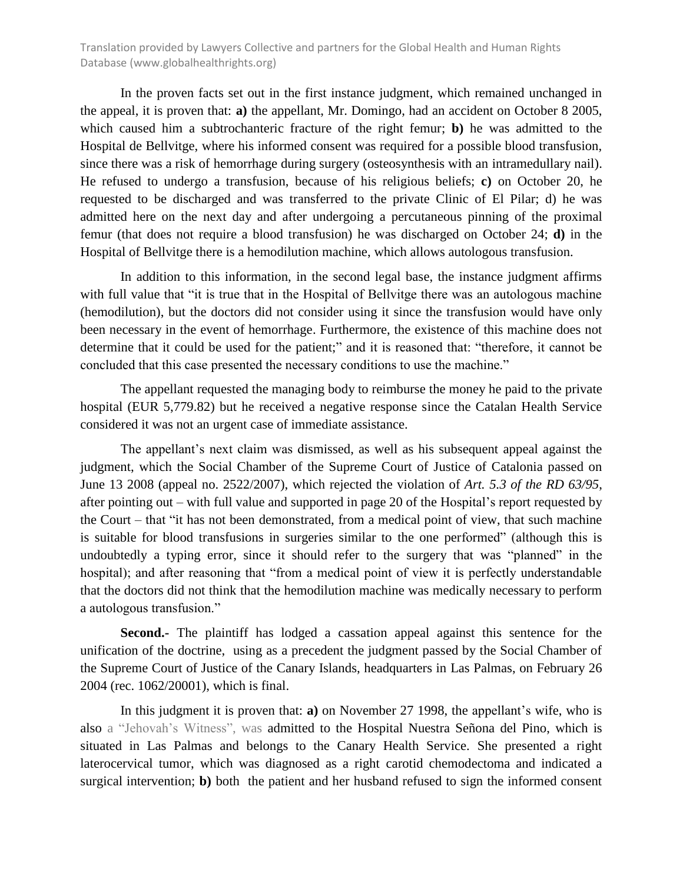In the proven facts set out in the first instance judgment, which remained unchanged in the appeal, it is proven that: **a)** the appellant, Mr. Domingo, had an accident on October 8 2005, which caused him a subtrochanteric fracture of the right femur; **b)** he was admitted to the Hospital de Bellvitge, where his informed consent was required for a possible blood transfusion, since there was a risk of hemorrhage during surgery (osteosynthesis with an intramedullary nail). He refused to undergo a transfusion, because of his religious beliefs; **c)** on October 20, he requested to be discharged and was transferred to the private Clinic of El Pilar; d) he was admitted here on the next day and after undergoing a percutaneous pinning of the proximal femur (that does not require a blood transfusion) he was discharged on October 24; **d)** in the Hospital of Bellvitge there is a hemodilution machine, which allows autologous transfusion.

In addition to this information, in the second legal base, the instance judgment affirms with full value that "it is true that in the Hospital of Bellvitge there was an autologous machine (hemodilution), but the doctors did not consider using it since the transfusion would have only been necessary in the event of hemorrhage. Furthermore, the existence of this machine does not determine that it could be used for the patient;" and it is reasoned that: "therefore, it cannot be concluded that this case presented the necessary conditions to use the machine."

The appellant requested the managing body to reimburse the money he paid to the private hospital (EUR 5,779.82) but he received a negative response since the Catalan Health Service considered it was not an urgent case of immediate assistance.

The appellant's next claim was dismissed, as well as his subsequent appeal against the judgment, which the Social Chamber of the Supreme Court of Justice of Catalonia passed on June 13 2008 (appeal no. 2522/2007), which rejected the violation of *Art. 5.3 of the RD 63/95*, after pointing out – with full value and supported in page 20 of the Hospital's report requested by the Court – that "it has not been demonstrated, from a medical point of view, that such machine is suitable for blood transfusions in surgeries similar to the one performed" (although this is undoubtedly a typing error, since it should refer to the surgery that was "planned" in the hospital); and after reasoning that "from a medical point of view it is perfectly understandable that the doctors did not think that the hemodilution machine was medically necessary to perform a autologous transfusion."

**Second.-** The plaintiff has lodged a cassation appeal against this sentence for the unification of the doctrine, using as a precedent the judgment passed by the Social Chamber of the Supreme Court of Justice of the Canary Islands, headquarters in Las Palmas, on February 26 2004 (rec. 1062/20001), which is final.

In this judgment it is proven that: **a)** on November 27 1998, the appellant's wife, who is also a "Jehovah's Witness", was admitted to the Hospital Nuestra Señona del Pino, which is situated in Las Palmas and belongs to the Canary Health Service. She presented a right laterocervical tumor, which was diagnosed as a right carotid chemodectoma and indicated a surgical intervention; **b)** both the patient and her husband refused to sign the informed consent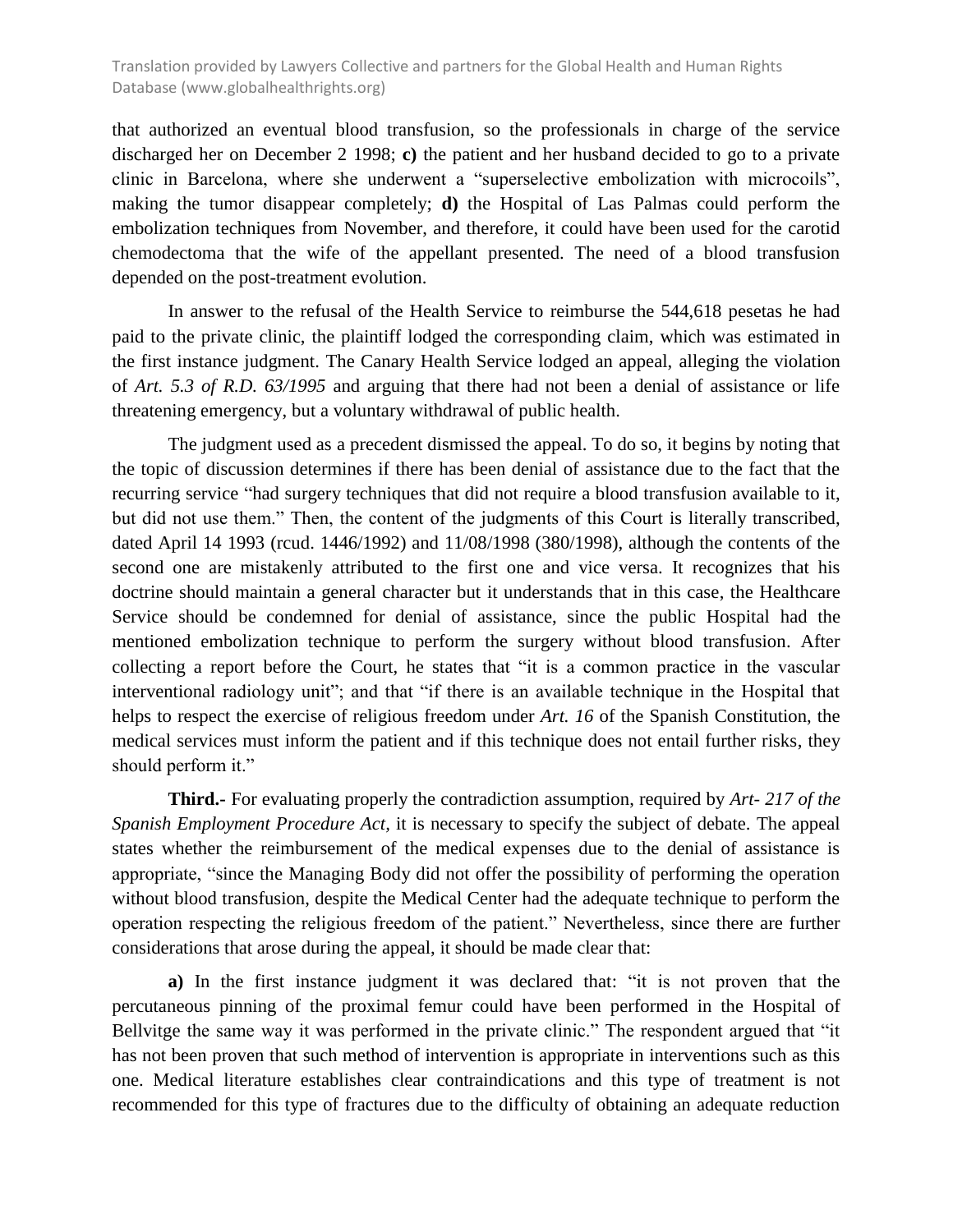that authorized an eventual blood transfusion, so the professionals in charge of the service discharged her on December 2 1998; **c)** the patient and her husband decided to go to a private clinic in Barcelona, where she underwent a "superselective embolization with microcoils", making the tumor disappear completely; **d)** the Hospital of Las Palmas could perform the embolization techniques from November, and therefore, it could have been used for the carotid chemodectoma that the wife of the appellant presented. The need of a blood transfusion depended on the post-treatment evolution.

In answer to the refusal of the Health Service to reimburse the 544,618 pesetas he had paid to the private clinic, the plaintiff lodged the corresponding claim, which was estimated in the first instance judgment. The Canary Health Service lodged an appeal, alleging the violation of *Art. 5.3 of R.D. 63/1995* and arguing that there had not been a denial of assistance or life threatening emergency, but a voluntary withdrawal of public health.

The judgment used as a precedent dismissed the appeal. To do so, it begins by noting that the topic of discussion determines if there has been denial of assistance due to the fact that the recurring service "had surgery techniques that did not require a blood transfusion available to it, but did not use them." Then, the content of the judgments of this Court is literally transcribed, dated April 14 1993 (rcud. 1446/1992) and 11/08/1998 (380/1998), although the contents of the second one are mistakenly attributed to the first one and vice versa. It recognizes that his doctrine should maintain a general character but it understands that in this case, the Healthcare Service should be condemned for denial of assistance, since the public Hospital had the mentioned embolization technique to perform the surgery without blood transfusion. After collecting a report before the Court, he states that "it is a common practice in the vascular interventional radiology unit"; and that "if there is an available technique in the Hospital that helps to respect the exercise of religious freedom under *Art. 16* of the Spanish Constitution, the medical services must inform the patient and if this technique does not entail further risks, they should perform it."

**Third.-** For evaluating properly the contradiction assumption, required by *Art- 217 of the Spanish Employment Procedure Act*, it is necessary to specify the subject of debate. The appeal states whether the reimbursement of the medical expenses due to the denial of assistance is appropriate, "since the Managing Body did not offer the possibility of performing the operation without blood transfusion, despite the Medical Center had the adequate technique to perform the operation respecting the religious freedom of the patient." Nevertheless, since there are further considerations that arose during the appeal, it should be made clear that:

**a)** In the first instance judgment it was declared that: "it is not proven that the percutaneous pinning of the proximal femur could have been performed in the Hospital of Bellvitge the same way it was performed in the private clinic." The respondent argued that "it has not been proven that such method of intervention is appropriate in interventions such as this one. Medical literature establishes clear contraindications and this type of treatment is not recommended for this type of fractures due to the difficulty of obtaining an adequate reduction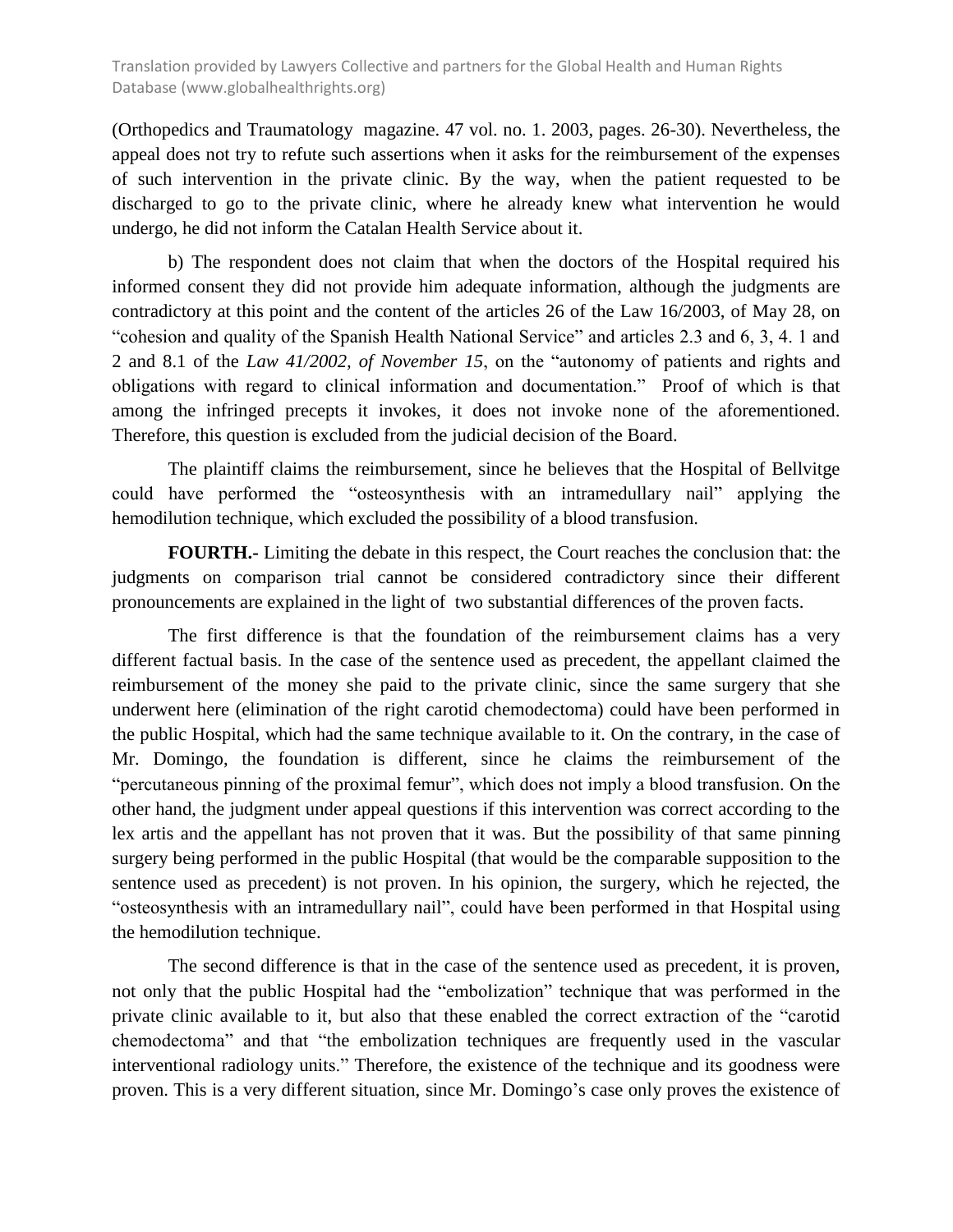(Orthopedics and Traumatology magazine. 47 vol. no. 1. 2003, pages. 26-30). Nevertheless, the appeal does not try to refute such assertions when it asks for the reimbursement of the expenses of such intervention in the private clinic. By the way, when the patient requested to be discharged to go to the private clinic, where he already knew what intervention he would undergo, he did not inform the Catalan Health Service about it.

b) The respondent does not claim that when the doctors of the Hospital required his informed consent they did not provide him adequate information, although the judgments are contradictory at this point and the content of the articles 26 of the Law 16/2003, of May 28, on "cohesion and quality of the Spanish Health National Service" and articles 2.3 and 6, 3, 4. 1 and 2 and 8.1 of the *Law 41/2002, of November 15*, on the "autonomy of patients and rights and obligations with regard to clinical information and documentation." Proof of which is that among the infringed precepts it invokes, it does not invoke none of the aforementioned. Therefore, this question is excluded from the judicial decision of the Board.

The plaintiff claims the reimbursement, since he believes that the Hospital of Bellvitge could have performed the "osteosynthesis with an intramedullary nail" applying the hemodilution technique, which excluded the possibility of a blood transfusion.

**FOURTH.-** Limiting the debate in this respect, the Court reaches the conclusion that: the judgments on comparison trial cannot be considered contradictory since their different pronouncements are explained in the light of two substantial differences of the proven facts.

The first difference is that the foundation of the reimbursement claims has a very different factual basis. In the case of the sentence used as precedent, the appellant claimed the reimbursement of the money she paid to the private clinic, since the same surgery that she underwent here (elimination of the right carotid chemodectoma) could have been performed in the public Hospital, which had the same technique available to it. On the contrary, in the case of Mr. Domingo, the foundation is different, since he claims the reimbursement of the "percutaneous pinning of the proximal femur", which does not imply a blood transfusion. On the other hand, the judgment under appeal questions if this intervention was correct according to the lex artis and the appellant has not proven that it was. But the possibility of that same pinning surgery being performed in the public Hospital (that would be the comparable supposition to the sentence used as precedent) is not proven. In his opinion, the surgery, which he rejected, the "osteosynthesis with an intramedullary nail", could have been performed in that Hospital using the hemodilution technique.

The second difference is that in the case of the sentence used as precedent, it is proven, not only that the public Hospital had the "embolization" technique that was performed in the private clinic available to it, but also that these enabled the correct extraction of the "carotid chemodectoma" and that "the embolization techniques are frequently used in the vascular interventional radiology units." Therefore, the existence of the technique and its goodness were proven. This is a very different situation, since Mr. Domingo's case only proves the existence of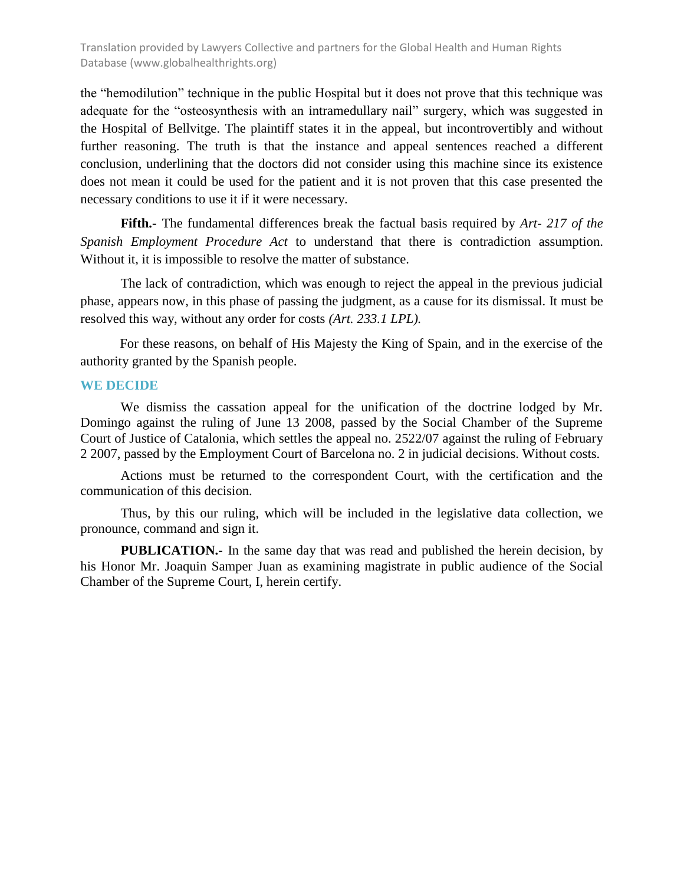the "hemodilution" technique in the public Hospital but it does not prove that this technique was adequate for the "osteosynthesis with an intramedullary nail" surgery, which was suggested in the Hospital of Bellvitge. The plaintiff states it in the appeal, but incontrovertibly and without further reasoning. The truth is that the instance and appeal sentences reached a different conclusion, underlining that the doctors did not consider using this machine since its existence does not mean it could be used for the patient and it is not proven that this case presented the necessary conditions to use it if it were necessary.

**Fifth.-** The fundamental differences break the factual basis required by *Art- 217 of the Spanish Employment Procedure Act* to understand that there is contradiction assumption. Without it, it is impossible to resolve the matter of substance.

The lack of contradiction, which was enough to reject the appeal in the previous judicial phase, appears now, in this phase of passing the judgment, as a cause for its dismissal. It must be resolved this way, without any order for costs *(Art. 233.1 LPL).*

For these reasons, on behalf of His Majesty the King of Spain, and in the exercise of the authority granted by the Spanish people.

## WE DECIDE

We dismiss the cassation appeal for the unification of the doctrine lodged by Mr. Domingo against the ruling of June 13 2008, passed by the Social Chamber of the Supreme Court of Justice of Catalonia, which settles the appeal no. 2522/07 against the ruling of February 2 2007, passed by the Employment Court of Barcelona no. 2 in judicial decisions. Without costs.

Actions must be returned to the correspondent Court, with the certification and the communication of this decision.

Thus, by this our ruling, which will be included in the legislative data collection, we pronounce, command and sign it.

**PUBLICATION.-** In the same day that was read and published the herein decision, by his Honor Mr. Joaquin Samper Juan as examining magistrate in public audience of the Social Chamber of the Supreme Court, I, herein certify.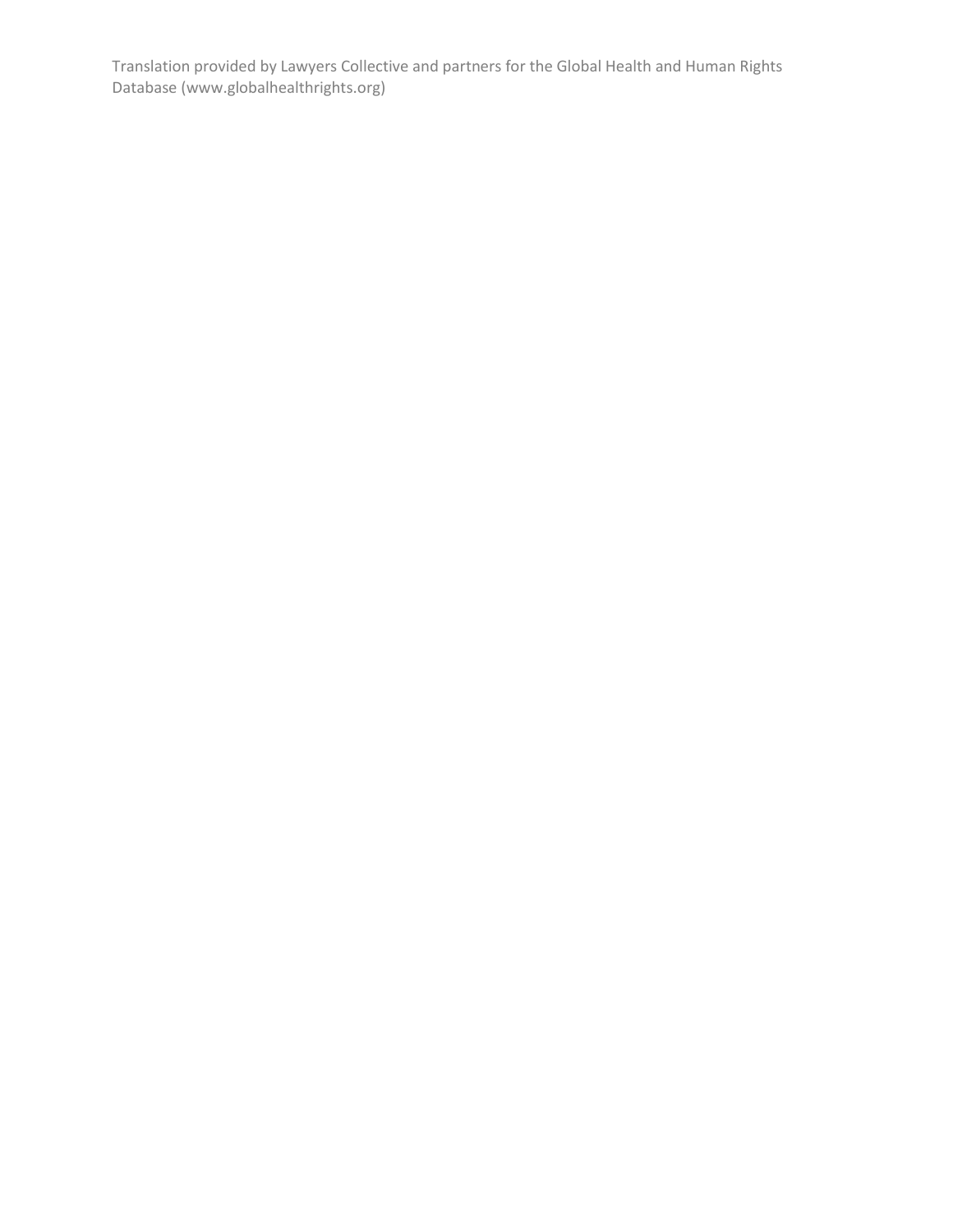Translation provided by Lawyers Collective and partners for the Global Health and Human Rights Database (www.globalhealthrights.org)